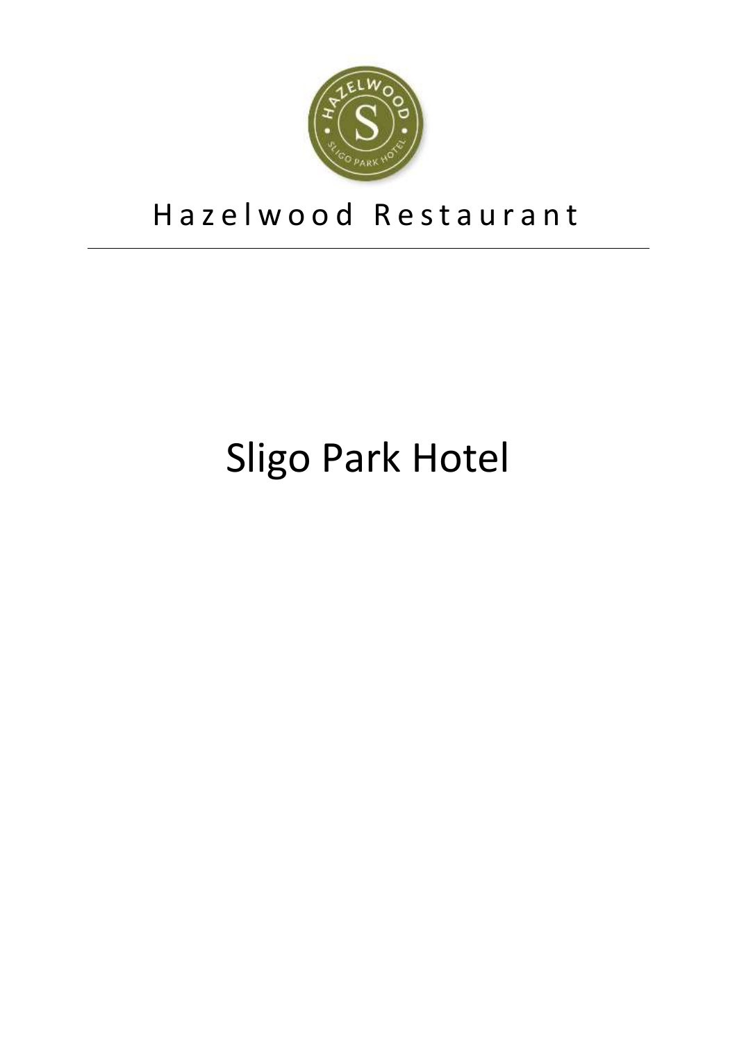# Hazelwood Restaurant

---

# Sligo Park Hotel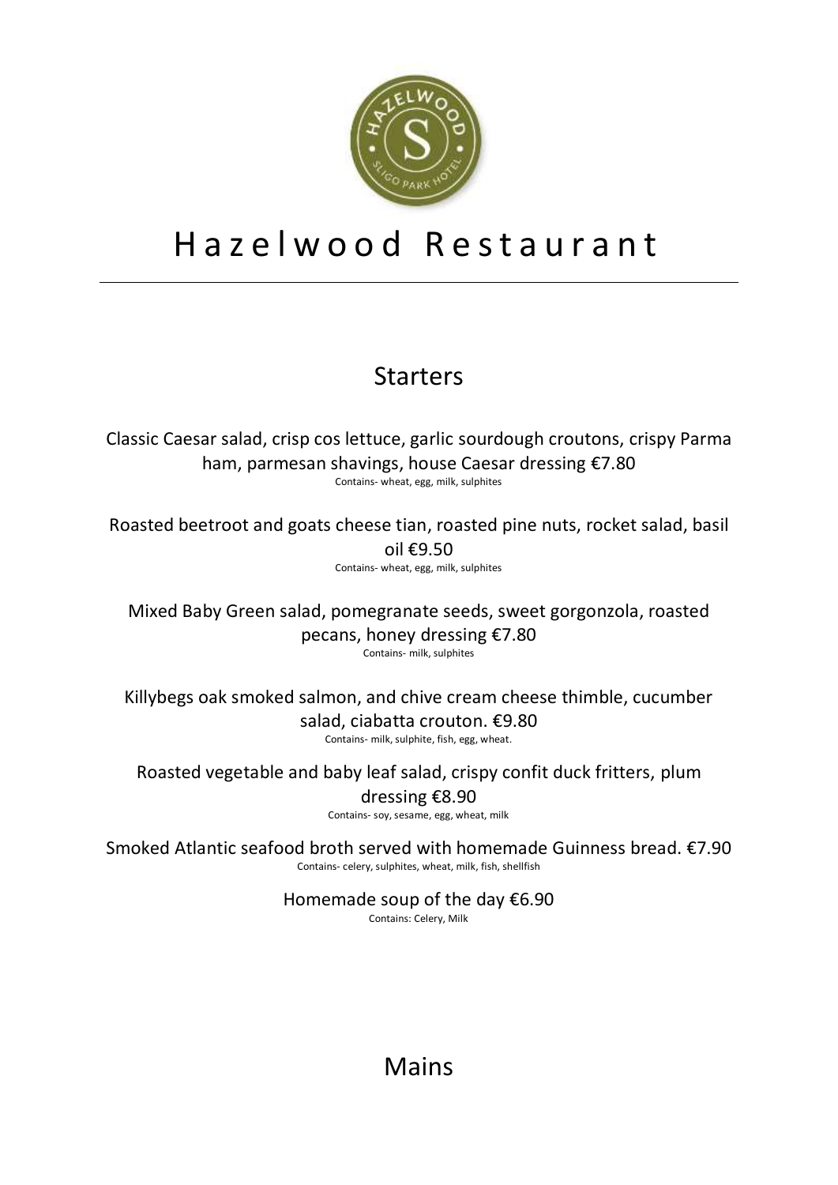# Hazelwood Restaurant

---

## Starters

Classic Caesar salad, crisp cos lettuce, garlic sourdough croutons, crispy Parma ham, parmesan shavings, house Caesar dressing €7.80
Contains- wheat, egg, milk, sulphites

Roasted beetroot and goats cheese tian, roasted pine nuts, rocket salad, basil oil €9.50
Contains- wheat, egg, milk, sulphites

Mixed Baby Green salad, pomegranate seeds, sweet gorgonzola, roasted pecans, honey dressing €7.80
Contains- milk, sulphites

Killybegs oak smoked salmon, and chive cream cheese thimble, cucumber salad, ciabatta crouton. €9.80
Contains- milk, sulphite, fish, egg, wheat.

Roasted vegetable and baby leaf salad, crispy confit duck fritters, plum dressing €8.90
Contains- soy, sesame, egg, wheat, milk

Smoked Atlantic seafood broth served with homemade Guinness bread. €7.90
Contains- celery, sulphites, wheat, milk, fish, shellfish

Homemade soup of the day €6.90
Contains: Celery, Milk

## Mains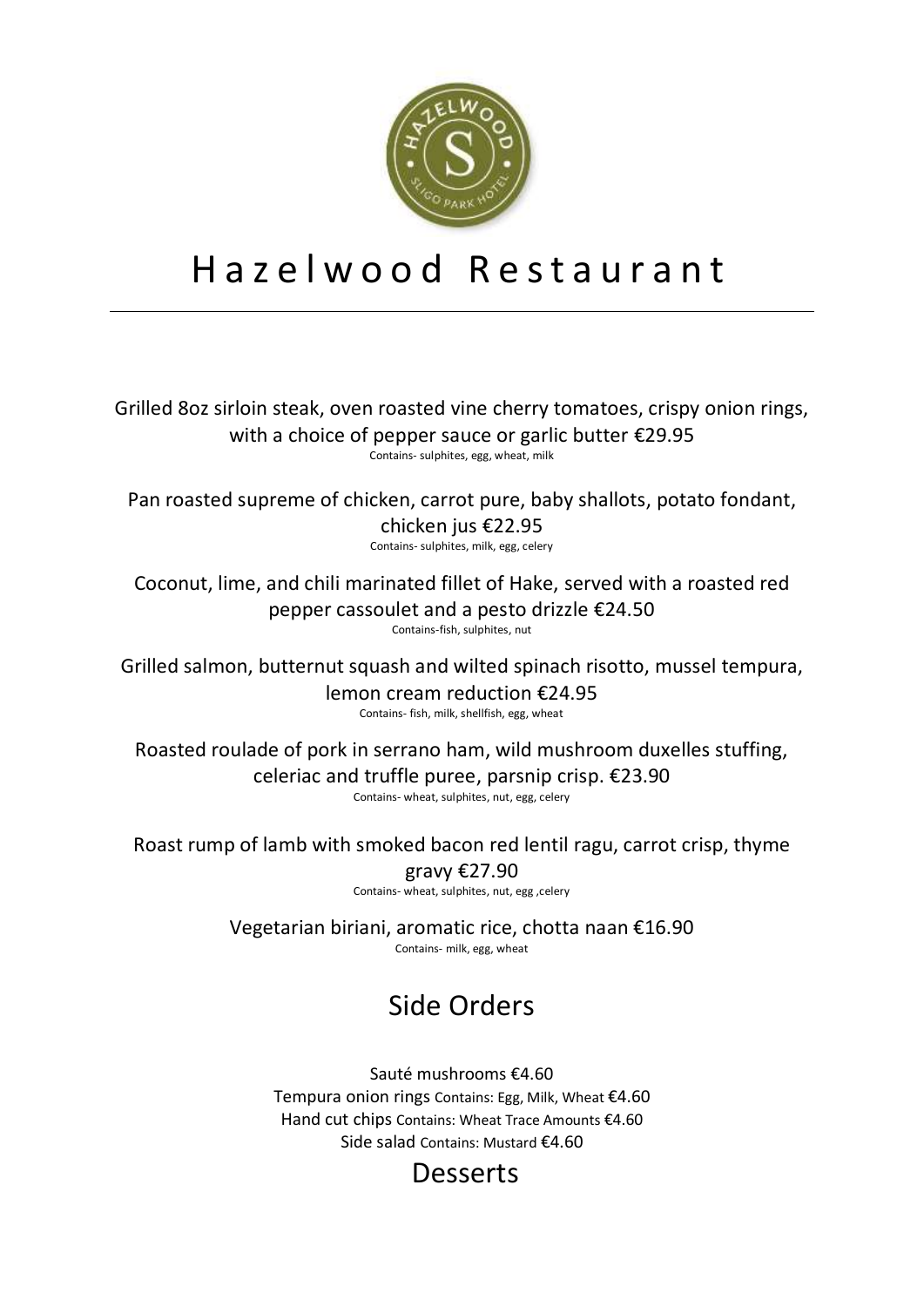# Hazelwood Restaurant

---

Grilled 8oz sirloin steak, oven roasted vine cherry tomatoes, crispy onion rings, with a choice of pepper sauce or garlic butter €29.95
Contains- sulphites, egg, wheat, milk

Pan roasted supreme of chicken, carrot pure, baby shallots, potato fondant, chicken jus €22.95
Contains- sulphites, milk, egg, celery

Coconut, lime, and chili marinated fillet of Hake, served with a roasted red pepper cassoulet and a pesto drizzle €24.50
Contains-fish, sulphites, nut

Grilled salmon, butternut squash and wilted spinach risotto, mussel tempura, lemon cream reduction €24.95
Contains- fish, milk, shellfish, egg, wheat

Roasted roulade of pork in serrano ham, wild mushroom duxelles stuffing, celeriac and truffle puree, parsnip crisp. €23.90
Contains- wheat, sulphites, nut, egg, celery

Roast rump of lamb with smoked bacon red lentil ragu, carrot crisp, thyme gravy €27.90
Contains- wheat, sulphites, nut, egg ,celery

Vegetarian biriani, aromatic rice, chotta naan €16.90
Contains- milk, egg, wheat

## Side Orders

Sauté mushrooms €4.60
Tempura onion rings Contains: Egg, Milk, Wheat €4.60
Hand cut chips Contains: Wheat Trace Amounts €4.60
Side salad Contains: Mustard €4.60

## Desserts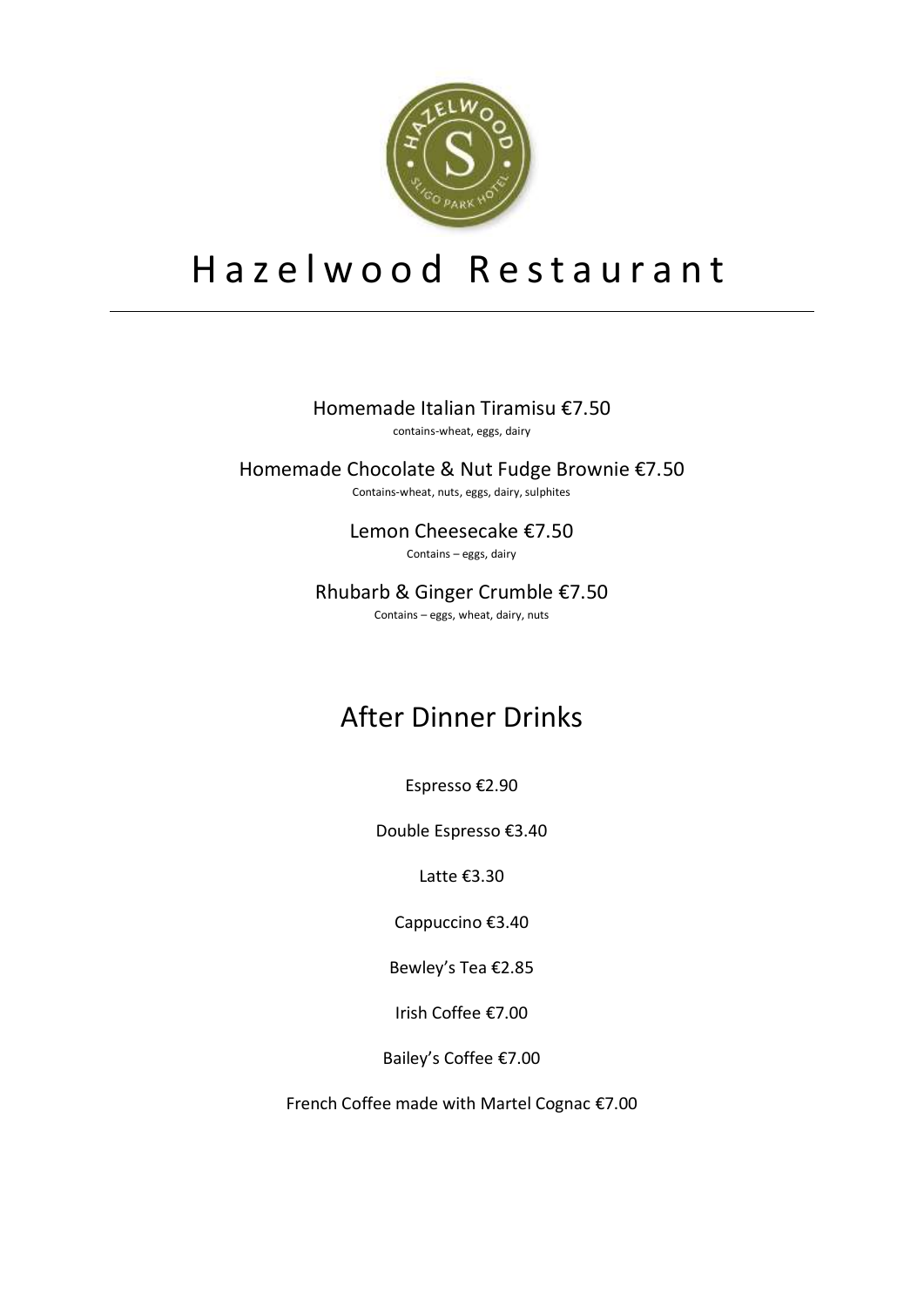# Hazelwood Restaurant

---

Homemade Italian Tiramisu €7.50

contains-wheat, eggs, dairy

Homemade Chocolate & Nut Fudge Brownie €7.50

Contains-wheat, nuts, eggs, dairy, sulphites

Lemon Cheesecake €7.50

Contains – eggs, dairy

Rhubarb & Ginger Crumble €7.50

Contains – eggs, wheat, dairy, nuts

## After Dinner Drinks

Espresso €2.90

Double Espresso €3.40

Latte €3.30

Cappuccino €3.40

Bewley's Tea €2.85

Irish Coffee €7.00

Bailey's Coffee €7.00

French Coffee made with Martel Cognac €7.00